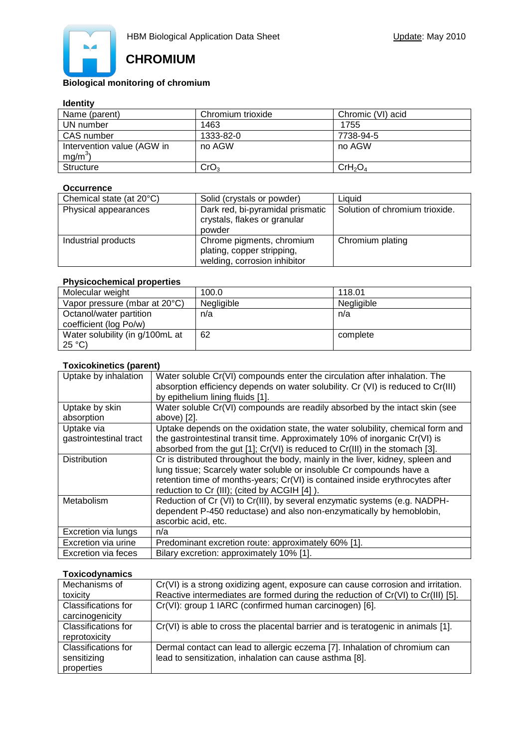HBM Biological Application Data Sheet

Update: May 2010

# CHROMIUM

## Biological monitoring of chromium

### Identity

| | | |
|---|---|---|
| Name (parent) | Chromium trioxide | Chromic (VI) acid |
| UN number | 1463 | 1755 |
| CAS number | 1333-82-0 | 7738-94-5 |
| Intervention value (AGW in $mg/m^3$) | no AGW | no AGW |
| Structure | $CrO_3$ | $CrH_2O_4$ |

### Occurrence

| | | |
|---|---|---|
| Chemical state (at 20°C) | Solid (crystals or powder) | Liquid |
| Physical appearances | Dark red, bi-pyramidal prismatic crystals, flakes or granular powder | Solution of chromium trioxide. |
| Industrial products | Chrome pigments, chromium plating, copper stripping, welding, corrosion inhibitor | Chromium plating |

### Physicochemical properties

| | | |
|---|---|---|
| Molecular weight | 100.0 | 118.01 |
| Vapor pressure (mbar at 20°C) | Negligible | Negligible |
| Octanol/water partition coefficient (log Po/w) | n/a | n/a |
| Water solubility (in g/100mL at 25 °C) | 62 | complete |

### Toxicokinetics (parent)

| | |
|---|---|
| Uptake by inhalation | Water soluble Cr(VI) compounds enter the circulation after inhalation. The absorption efficiency depends on water solubility. Cr (VI) is reduced to Cr(III) by epithelium lining fluids [1]. |
| Uptake by skin absorption | Water soluble Cr(VI) compounds are readily absorbed by the intact skin (see above) [2]. |
| Uptake via gastrointestinal tract | Uptake depends on the oxidation state, the water solubility, chemical form and the gastrointestinal transit time. Approximately 10% of inorganic Cr(VI) is absorbed from the gut [1]; Cr(VI) is reduced to Cr(III) in the stomach [3]. |
| Distribution | Cr is distributed throughout the body, mainly in the liver, kidney, spleen and lung tissue; Scarcely water soluble or insoluble Cr compounds have a retention time of months-years; Cr(VI) is contained inside erythrocytes after reduction to Cr (III); (cited by ACGIH [4] ). |
| Metabolism | Reduction of Cr (VI) to Cr(III), by several enzymatic systems (e.g. NADPH-dependent P-450 reductase) and also non-enzymatically by hemoblobin, ascorbic acid, etc. |
| Excretion via lungs | n/a |
| Excretion via urine | Predominant excretion route: approximately 60% [1]. |
| Excretion via feces | Bilary excretion: approximately 10% [1]. |

### Toxicodynamics

| | |
|---|---|
| Mechanisms of toxicity | Cr(VI) is a strong oxidizing agent, exposure can cause corrosion and irritation. Reactive intermediates are formed during the reduction of Cr(VI) to Cr(III) [5]. |
| Classifications for carcinogenicity | Cr(VI): group 1 IARC (confirmed human carcinogen) [6]. |
| Classifications for reprotoxicity | Cr(VI) is able to cross the placental barrier and is teratogenic in animals [1]. |
| Classifications for sensitizing properties | Dermal contact can lead to allergic eczema [7]. Inhalation of chromium can lead to sensitization, inhalation can cause asthma [8]. |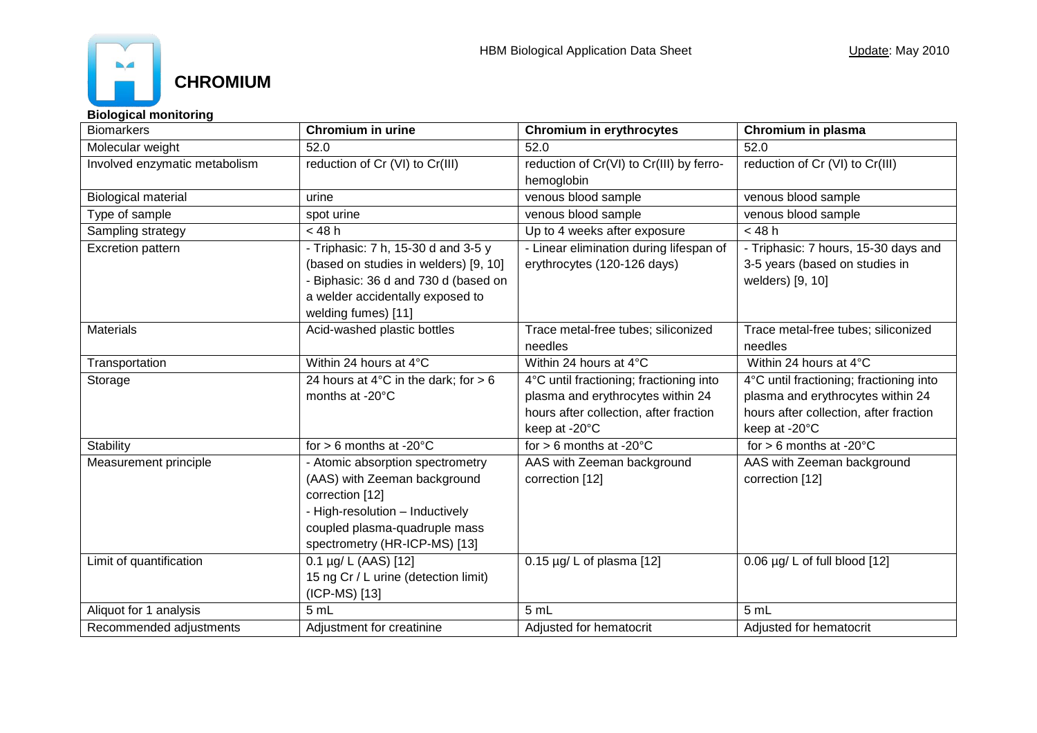# CHROMIUM

**Biological monitoring**

| Biomarkers | **Chromium in urine** | **Chromium in erythrocytes** | **Chromium in plasma** |
|---|---|---|---|
| Molecular weight | 52.0 | 52.0 | 52.0 |
| Involved enzymatic metabolism | reduction of Cr (VI) to Cr(III) | reduction of Cr(VI) to Cr(III) by ferro-hemoglobin | reduction of Cr (VI) to Cr(III) |
| Biological material | urine | venous blood sample | venous blood sample |
| Type of sample | spot urine | venous blood sample | venous blood sample |
| Sampling strategy | < 48 h | Up to 4 weeks after exposure | < 48 h |
| Excretion pattern | - Triphasic: 7 h, 15-30 d and 3-5 y (based on studies in welders) [9, 10]<br>- Biphasic: 36 d and 730 d (based on a welder accidentally exposed to welding fumes) [11] | - Linear elimination during lifespan of erythrocytes (120-126 days) | - Triphasic: 7 hours, 15-30 days and 3-5 years (based on studies in welders) [9, 10] |
| Materials | Acid-washed plastic bottles | Trace metal-free tubes; siliconized needles | Trace metal-free tubes; siliconized needles |
| Transportation | Within 24 hours at 4°C | Within 24 hours at 4°C | Within 24 hours at 4°C |
| Storage | 24 hours at 4°C in the dark; for > 6 months at -20°C | 4°C until fractioning; fractioning into plasma and erythrocytes within 24 hours after collection, after fraction keep at -20°C | 4°C until fractioning; fractioning into plasma and erythrocytes within 24 hours after collection, after fraction keep at -20°C |
| Stability | for > 6 months at -20°C | for > 6 months at -20°C | for > 6 months at -20°C |
| Measurement principle | - Atomic absorption spectrometry (AAS) with Zeeman background correction [12]<br>- High-resolution – Inductively coupled plasma-quadruple mass spectrometry (HR-ICP-MS) [13] | AAS with Zeeman background correction [12] | AAS with Zeeman background correction [12] |
| Limit of quantification | 0.1 µg/ L (AAS) [12]<br>15 ng Cr / L urine (detection limit) (ICP-MS) [13] | 0.15 µg/ L of plasma [12] | 0.06 µg/ L of full blood [12] |
| Aliquot for 1 analysis | 5 mL | 5 mL | 5 mL |
| Recommended adjustments | Adjustment for creatinine | Adjusted for hematocrit | Adjusted for hematocrit |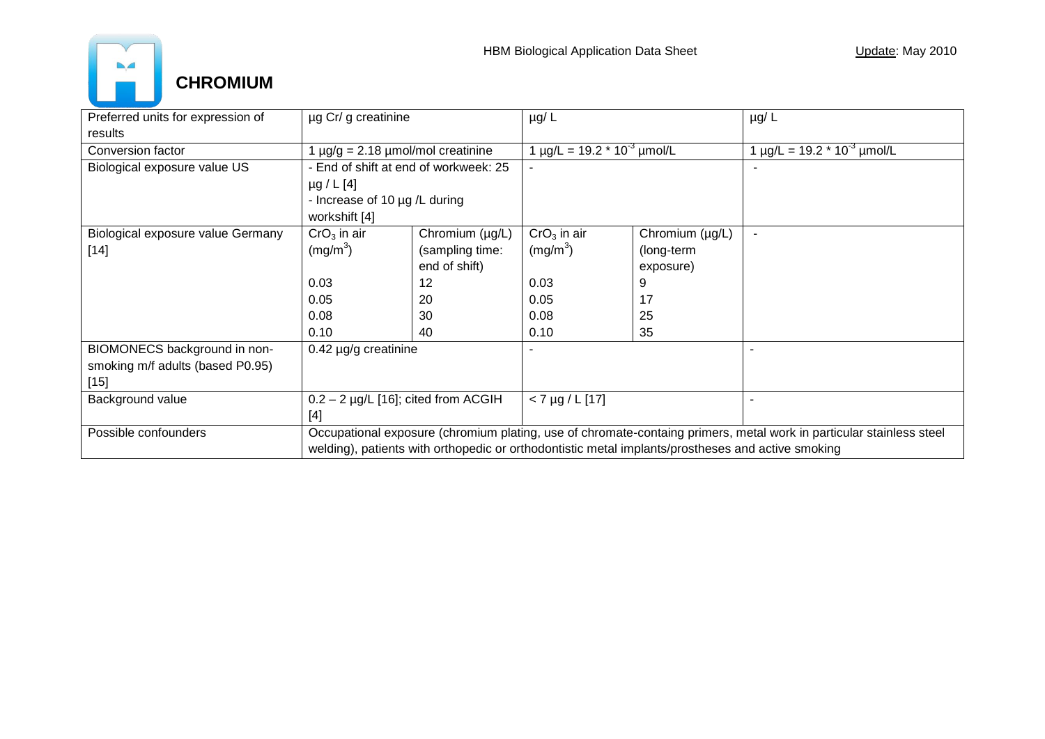# CHROMIUM

| Preferred units for expression of results | µg Cr/ g creatinine | | µg/ L | | µg/ L |
|---|---|---|---|---|---|
| Conversion factor | 1 µg/g = 2.18 µmol/mol creatinine | | 1 µg/L = 19.2 * $10^{-3}$ µmol/L | | 1 µg/L = 19.2 * $10^{-3}$ µmol/L |
| Biological exposure value US | - End of shift at end of workweek: 25 µg / L [4]<br>- Increase of 10 µg /L during workshift [4] | | - | | - |
| Biological exposure value Germany [14] | $CrO_3$ in air ($mg/m^3$)<br><br>0.03<br>0.05<br>0.08<br>0.10 | Chromium (µg/L) (sampling time: end of shift)<br>12<br>20<br>30<br>40 | $CrO_3$ in air ($mg/m^3$)<br><br>0.03<br>0.05<br>0.08<br>0.10 | Chromium (µg/L) (long-term exposure)<br>9<br>17<br>25<br>35 | - |
| BIOMONECS background in non-smoking m/f adults (based P0.95) [15] | 0.42 µg/g creatinine | | - | | - |
| Background value | 0.2 – 2 µg/L [16]; cited from ACGIH [4] | | < 7 µg / L [17] | | - |
| Possible confounders | Occupational exposure (chromium plating, use of chromate-containg primers, metal work in particular stainless steel welding), patients with orthopedic or orthodontistic metal implants/prostheses and active smoking | | | | |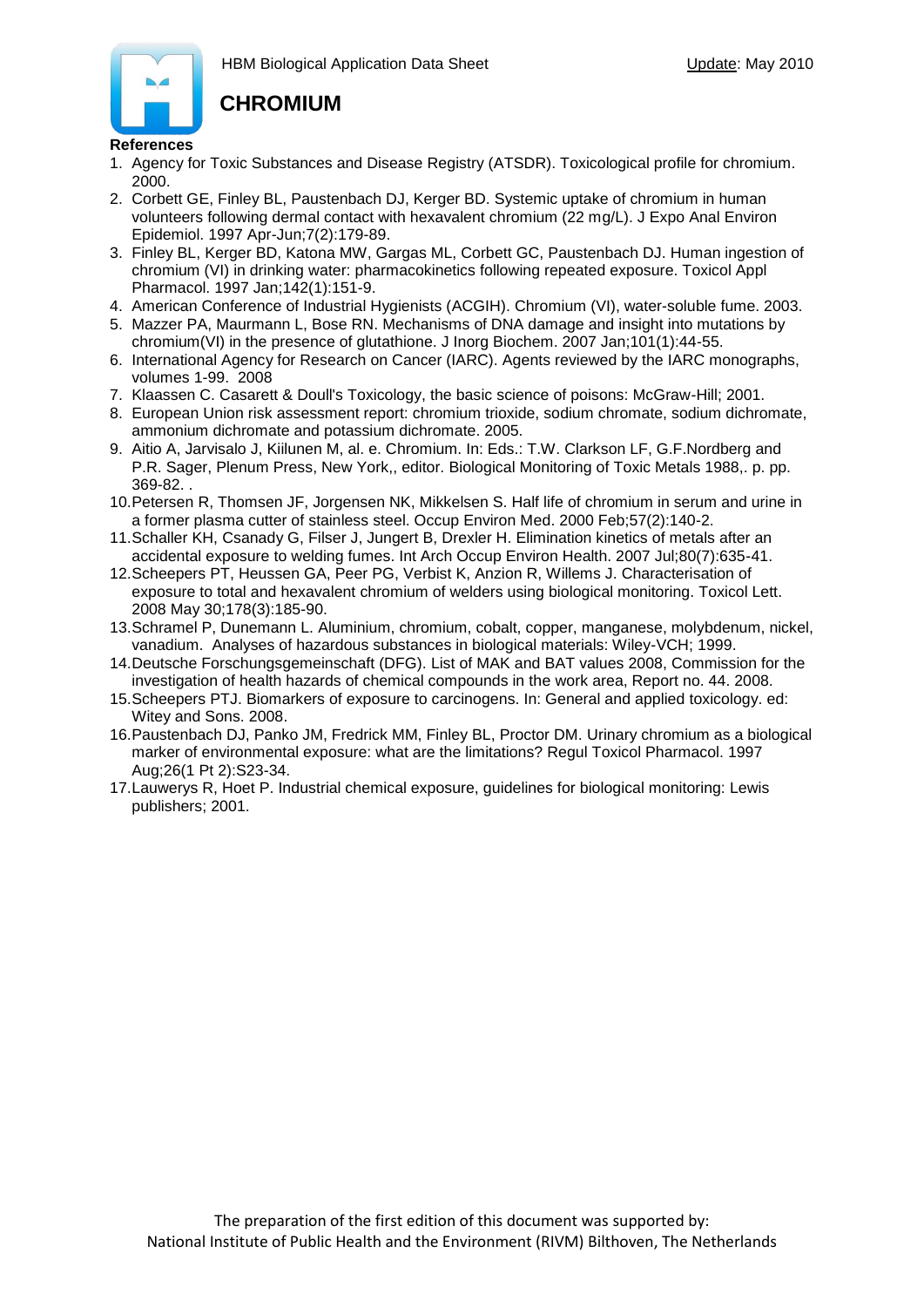# CHROMIUM

**References**

1. Agency for Toxic Substances and Disease Registry (ATSDR). Toxicological profile for chromium. 2000.
2. Corbett GE, Finley BL, Paustenbach DJ, Kerger BD. Systemic uptake of chromium in human volunteers following dermal contact with hexavalent chromium (22 mg/L). J Expo Anal Environ Epidemiol. 1997 Apr-Jun;7(2):179-89.
3. Finley BL, Kerger BD, Katona MW, Gargas ML, Corbett GC, Paustenbach DJ. Human ingestion of chromium (VI) in drinking water: pharmacokinetics following repeated exposure. Toxicol Appl Pharmacol. 1997 Jan;142(1):151-9.
4. American Conference of Industrial Hygienists (ACGIH). Chromium (VI), water-soluble fume. 2003.
5. Mazzer PA, Maurmann L, Bose RN. Mechanisms of DNA damage and insight into mutations by chromium(VI) in the presence of glutathione. J Inorg Biochem. 2007 Jan;101(1):44-55.
6. International Agency for Research on Cancer (IARC). Agents reviewed by the IARC monographs, volumes 1-99. 2008
7. Klaassen C. Casarett & Doull's Toxicology, the basic science of poisons: McGraw-Hill; 2001.
8. European Union risk assessment report: chromium trioxide, sodium chromate, sodium dichromate, ammonium dichromate and potassium dichromate. 2005.
9. Aitio A, Jarvisalo J, Kiilunen M, al. e. Chromium. In: Eds.: T.W. Clarkson LF, G.F.Nordberg and P.R. Sager, Plenum Press, New York,, editor. Biological Monitoring of Toxic Metals 1988,. p. pp. 369-82. .
10. Petersen R, Thomsen JF, Jorgensen NK, Mikkelsen S. Half life of chromium in serum and urine in a former plasma cutter of stainless steel. Occup Environ Med. 2000 Feb;57(2):140-2.
11. Schaller KH, Csanady G, Filser J, Jungert B, Drexler H. Elimination kinetics of metals after an accidental exposure to welding fumes. Int Arch Occup Environ Health. 2007 Jul;80(7):635-41.
12. Scheepers PT, Heussen GA, Peer PG, Verbist K, Anzion R, Willems J. Characterisation of exposure to total and hexavalent chromium of welders using biological monitoring. Toxicol Lett. 2008 May 30;178(3):185-90.
13. Schramel P, Dunemann L. Aluminium, chromium, cobalt, copper, manganese, molybdenum, nickel, vanadium. Analyses of hazardous substances in biological materials: Wiley-VCH; 1999.
14. Deutsche Forschungsgemeinschaft (DFG). List of MAK and BAT values 2008, Commission for the investigation of health hazards of chemical compounds in the work area, Report no. 44. 2008.
15. Scheepers PTJ. Biomarkers of exposure to carcinogens. In: General and applied toxicology. ed: Witey and Sons. 2008.
16. Paustenbach DJ, Panko JM, Fredrick MM, Finley BL, Proctor DM. Urinary chromium as a biological marker of environmental exposure: what are the limitations? Regul Toxicol Pharmacol. 1997 Aug;26(1 Pt 2):S23-34.
17. Lauwerys R, Hoet P. Industrial chemical exposure, guidelines for biological monitoring: Lewis publishers; 2001.

The preparation of the first edition of this document was supported by:
National Institute of Public Health and the Environment (RIVM) Bilthoven, The Netherlands